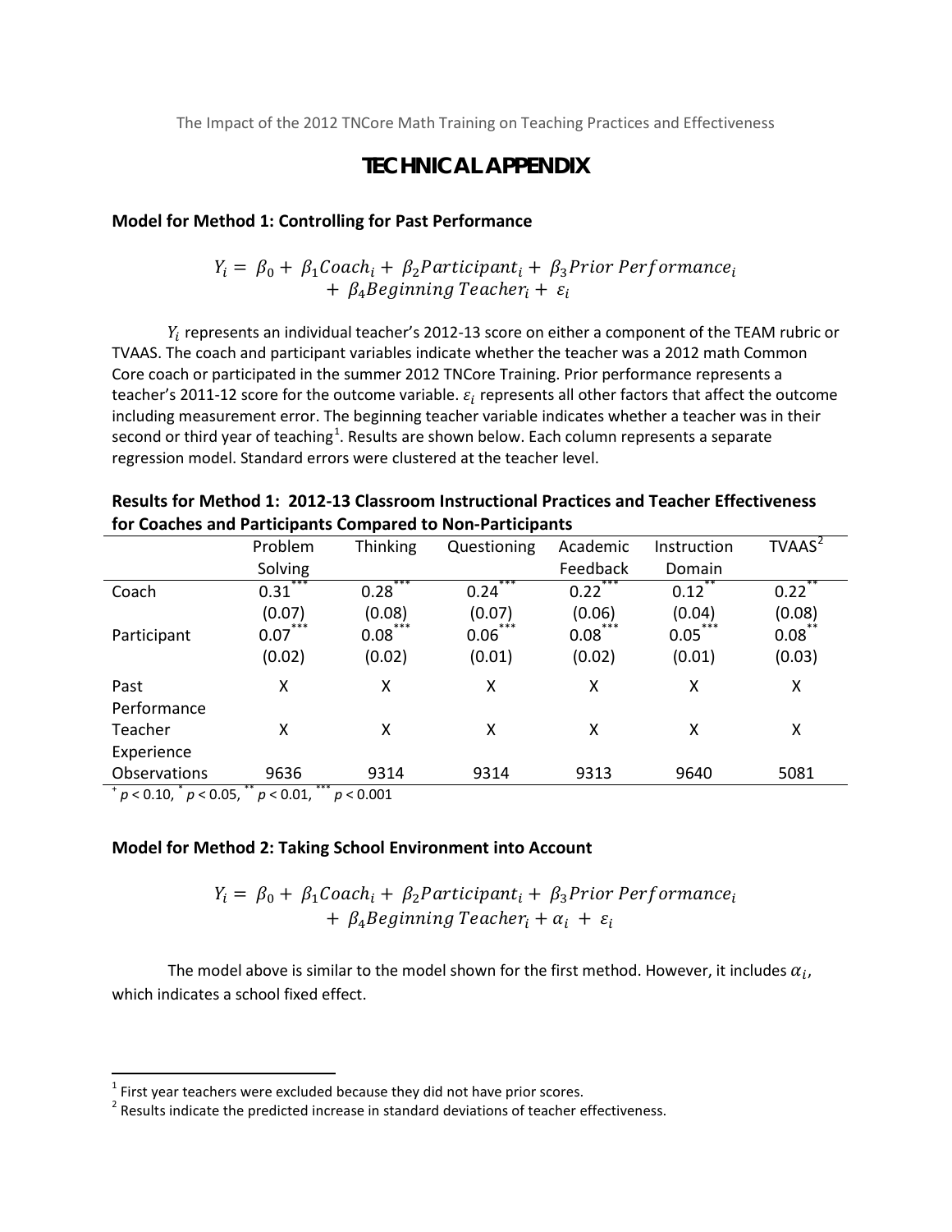# TECHNICAL APPENDIX

### Model for Method 1: Controlling for Past Performance

$$Y_i = \beta_0 + \beta_1 Coach_i + \beta_2 Participant_i + \beta_3 Prior\ Performance_i + \beta_4 Beginning\ Teacher_i + \varepsilon_i$$

$Y_i$ represents an individual teacher's 2012-13 score on either a component of the TEAM rubric or TVAAS. The coach and participant variables indicate whether the teacher was a 2012 math Common Core coach or participated in the summer 2012 TNCore Training. Prior performance represents a teacher's 2011-12 score for the outcome variable. $\varepsilon_i$ represents all other factors that affect the outcome including measurement error. The beginning teacher variable indicates whether a teacher was in their second or third year of teaching[1]. Results are shown below. Each column represents a separate regression model. Standard errors were clustered at the teacher level.

**Results for Method 1: 2012-13 Classroom Instructional Practices and Teacher Effectiveness for Coaches and Participants Compared to Non-Participants**

| | Problem Solving | Thinking | Questioning | Academic Feedback | Instruction Domain | TVAAS[2] |
|---|---|---|---|---|---|---|
| Coach | $0.31^{***}$ | $0.28^{***}$ | $0.24^{***}$ | $0.22^{***}$ | $0.12^{**}$ | $0.22^{**}$ |
| | (0.07) | (0.08) | (0.07) | (0.06) | (0.04) | (0.08) |
| Participant | $0.07^{***}$ | $0.08^{***}$ | $0.06^{***}$ | $0.08^{***}$ | $0.05^{***}$ | $0.08^{**}$ |
| | (0.02) | (0.02) | (0.01) | (0.02) | (0.01) | (0.03) |
| Past Performance | X | X | X | X | X | X |
| Teacher Experience | X | X | X | X | X | X |
| Observations | 9636 | 9314 | 9314 | 9313 | 9640 | 5081 |

$^{+}$ $p < 0.10$, $^{*}$ $p < 0.05$, $^{**}$ $p < 0.01$, $^{***}$ $p < 0.001$

### Model for Method 2: Taking School Environment into Account

$$Y_i = \beta_0 + \beta_1 Coach_i + \beta_2 Participant_i + \beta_3 Prior\ Performance_i + \beta_4 Beginning\ Teacher_i + \alpha_i + \varepsilon_i$$

The model above is similar to the model shown for the first method. However, it includes $\alpha_i$, which indicates a school fixed effect.

[1] First year teachers were excluded because they did not have prior scores.

[2] Results indicate the predicted increase in standard deviations of teacher effectiveness.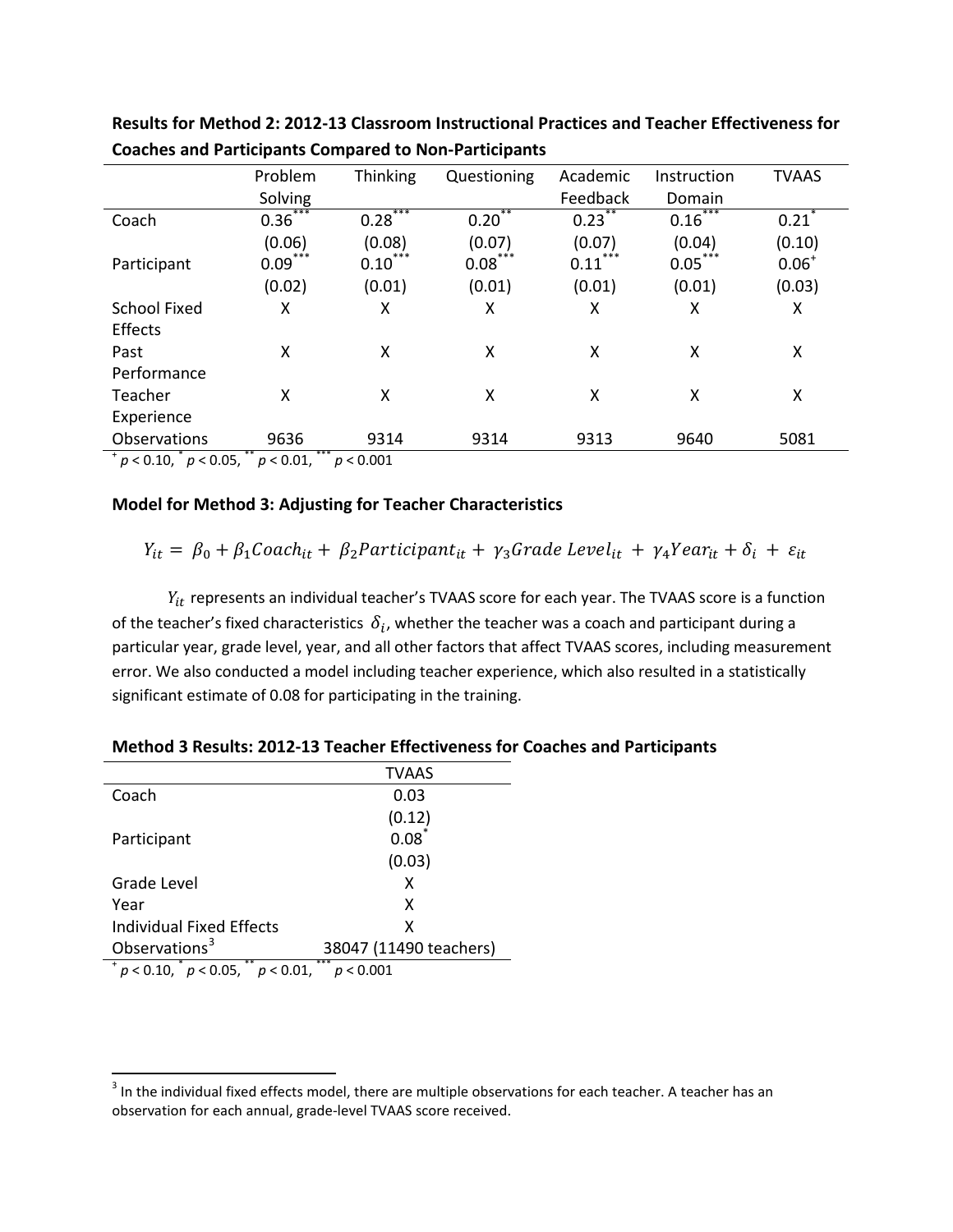**Results for Method 2: 2012-13 Classroom Instructional Practices and Teacher Effectiveness for Coaches and Participants Compared to Non-Participants**

| | Problem Solving | Thinking | Questioning | Academic Feedback | Instruction Domain | TVAAS |
|---|---|---|---|---|---|---|
| Coach | 0.36*** | 0.28*** | 0.20** | 0.23** | 0.16*** | 0.21* |
| | (0.06) | (0.08) | (0.07) | (0.07) | (0.04) | (0.10) |
| Participant | 0.09*** | 0.10*** | 0.08*** | 0.11*** | 0.05*** | 0.06+ |
| | (0.02) | (0.01) | (0.01) | (0.01) | (0.01) | (0.03) |
| School Fixed Effects | X | X | X | X | X | X |
| Past Performance | X | X | X | X | X | X |
| Teacher Experience | X | X | X | X | X | X |
| Observations | 9636 | 9314 | 9314 | 9313 | 9640 | 5081 |

+ $p < 0.10$, * $p < 0.05$, ** $p < 0.01$, *** $p < 0.001$

**Model for Method 3: Adjusting for Teacher Characteristics**

$$Y_{it} = \beta_0 + \beta_1 Coach_{it} + \beta_2 Participant_{it} + \gamma_3 Grade\ Level_{it} + \gamma_4 Year_{it} + \delta_i + \varepsilon_{it}$$

$Y_{it}$ represents an individual teacher's TVAAS score for each year. The TVAAS score is a function of the teacher's fixed characteristics $\delta_i$, whether the teacher was a coach and participant during a particular year, grade level, year, and all other factors that affect TVAAS scores, including measurement error. We also conducted a model including teacher experience, which also resulted in a statistically significant estimate of 0.08 for participating in the training.

**Method 3 Results: 2012-13 Teacher Effectiveness for Coaches and Participants**

| | TVAAS |
|---|---|
| Coach | 0.03 |
| | (0.12) |
| Participant | 0.08* |
| | (0.03) |
| Grade Level | X |
| Year | X |
| Individual Fixed Effects | X |
| Observations[3] | 38047 (11490 teachers) |

+ $p < 0.10$, * $p < 0.05$, ** $p < 0.01$, *** $p < 0.001$

[3] In the individual fixed effects model, there are multiple observations for each teacher. A teacher has an observation for each annual, grade-level TVAAS score received.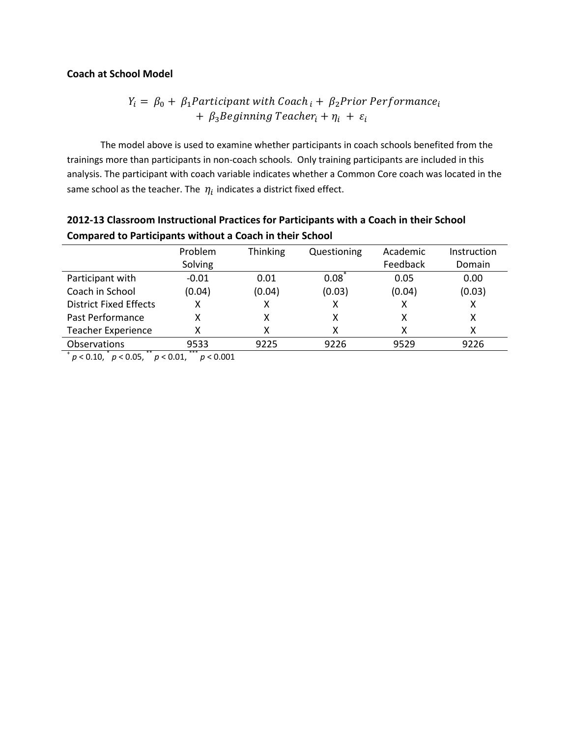**Coach at School Model**

$$Y_i = \beta_0 + \beta_1 Participant\ with\ Coach_i + \beta_2 Prior\ Performance_i + \beta_3 Beginning\ Teacher_i + \eta_i + \varepsilon_i$$

The model above is used to examine whether participants in coach schools benefited from the trainings more than participants in non-coach schools. Only training participants are included in this analysis. The participant with coach variable indicates whether a Common Core coach was located in the same school as the teacher. The $\eta_i$ indicates a district fixed effect.

**2012-13 Classroom Instructional Practices for Participants with a Coach in their School Compared to Participants without a Coach in their School**

| | Problem Solving | Thinking | Questioning | Academic Feedback | Instruction Domain |
|---|---|---|---|---|---|
| Participant with Coach in School | -0.01<br>(0.04) | 0.01<br>(0.04) | 0.08*<br>(0.03) | 0.05<br>(0.04) | 0.00<br>(0.03) |
| District Fixed Effects | X | X | X | X | X |
| Past Performance | X | X | X | X | X |
| Teacher Experience | X | X | X | X | X |
| Observations | 9533 | 9225 | 9226 | 9529 | 9226 |

+ $p < 0.10$, * $p < 0.05$, ** $p < 0.01$, *** $p < 0.001$